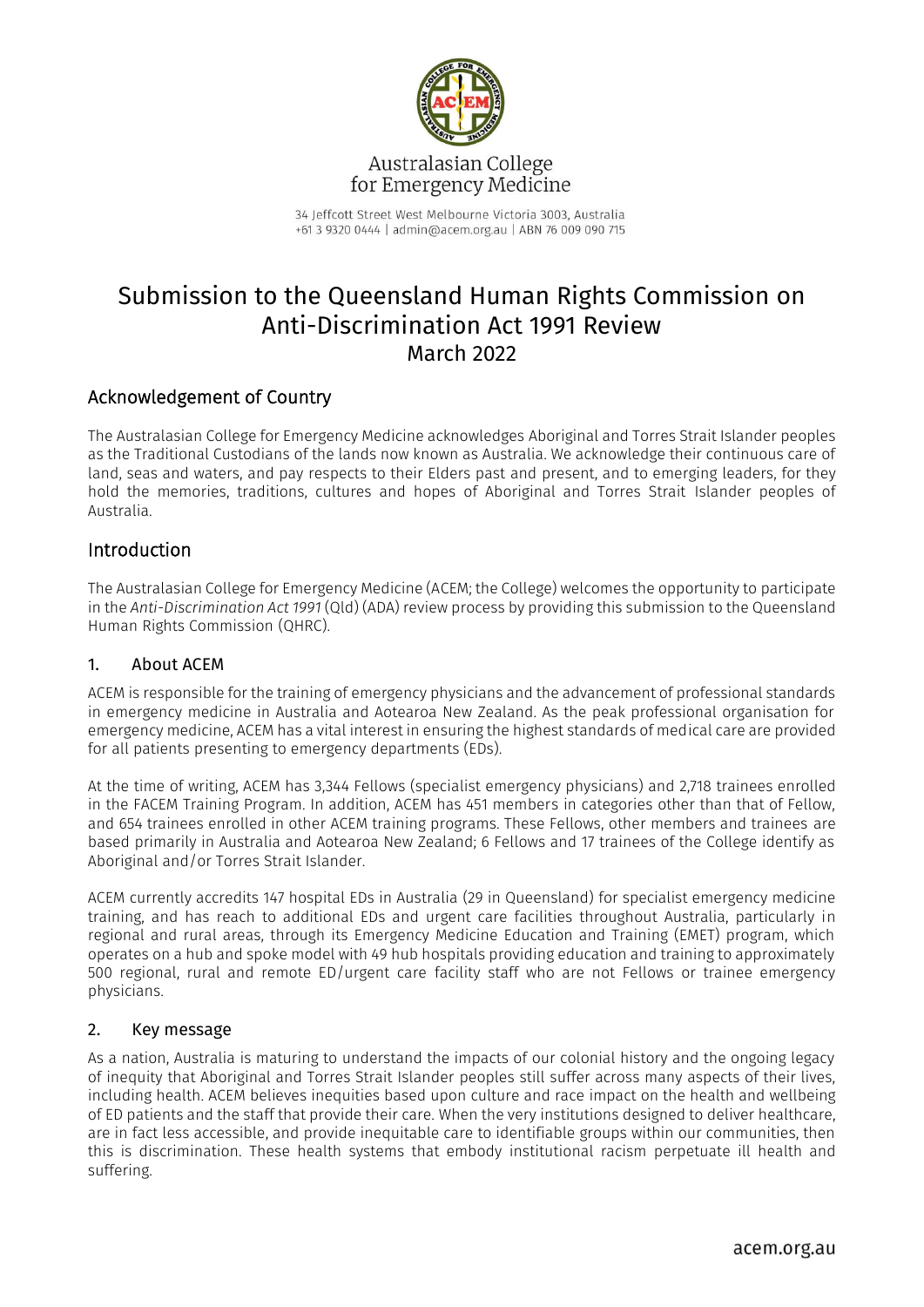Australasian College for Emergency Medicine

34 Jeffcott Street West Melbourne Victoria 3003, Australia
+61 3 9320 0444 | admin@acem.org.au | ABN 76 009 090 715

# Submission to the Queensland Human Rights Commission on Anti-Discrimination Act 1991 Review

March 2022

## Acknowledgement of Country

The Australasian College for Emergency Medicine acknowledges Aboriginal and Torres Strait Islander peoples as the Traditional Custodians of the lands now known as Australia. We acknowledge their continuous care of land, seas and waters, and pay respects to their Elders past and present, and to emerging leaders, for they hold the memories, traditions, cultures and hopes of Aboriginal and Torres Strait Islander peoples of Australia.

## Introduction

The Australasian College for Emergency Medicine (ACEM; the College) welcomes the opportunity to participate in the *Anti-Discrimination Act 1991* (Qld) (ADA) review process by providing this submission to the Queensland Human Rights Commission (QHRC).

### 1. About ACEM

ACEM is responsible for the training of emergency physicians and the advancement of professional standards in emergency medicine in Australia and Aotearoa New Zealand. As the peak professional organisation for emergency medicine, ACEM has a vital interest in ensuring the highest standards of medical care are provided for all patients presenting to emergency departments (EDs).

At the time of writing, ACEM has 3,344 Fellows (specialist emergency physicians) and 2,718 trainees enrolled in the FACEM Training Program. In addition, ACEM has 451 members in categories other than that of Fellow, and 654 trainees enrolled in other ACEM training programs. These Fellows, other members and trainees are based primarily in Australia and Aotearoa New Zealand; 6 Fellows and 17 trainees of the College identify as Aboriginal and/or Torres Strait Islander.

ACEM currently accredits 147 hospital EDs in Australia (29 in Queensland) for specialist emergency medicine training, and has reach to additional EDs and urgent care facilities throughout Australia, particularly in regional and rural areas, through its Emergency Medicine Education and Training (EMET) program, which operates on a hub and spoke model with 49 hub hospitals providing education and training to approximately 500 regional, rural and remote ED/urgent care facility staff who are not Fellows or trainee emergency physicians.

### 2. Key message

As a nation, Australia is maturing to understand the impacts of our colonial history and the ongoing legacy of inequity that Aboriginal and Torres Strait Islander peoples still suffer across many aspects of their lives, including health. ACEM believes inequities based upon culture and race impact on the health and wellbeing of ED patients and the staff that provide their care. When the very institutions designed to deliver healthcare, are in fact less accessible, and provide inequitable care to identifiable groups within our communities, then this is discrimination. These health systems that embody institutional racism perpetuate ill health and suffering.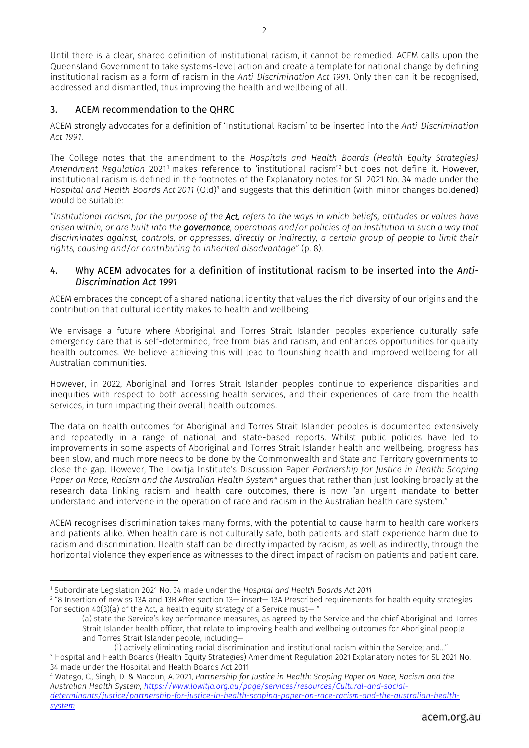Until there is a clear, shared definition of institutional racism, it cannot be remedied. ACEM calls upon the Queensland Government to take systems-level action and create a template for national change by defining institutional racism as a form of racism in the *Anti-Discrimination Act 1991*. Only then can it be recognised, addressed and dismantled, thus improving the health and wellbeing of all.

## 3. ACEM recommendation to the QHRC

ACEM strongly advocates for a definition of 'Institutional Racism' to be inserted into the *Anti-Discrimination Act 1991*.

The College notes that the amendment to the *Hospitals and Health Boards (Health Equity Strategies) Amendment Regulation* 2021[1] makes reference to 'institutional racism'[2] but does not define it. However, institutional racism is defined in the footnotes of the Explanatory notes for SL 2021 No. 34 made under the *Hospital and Health Boards Act 2011* (Qld)[3] and suggests that this definition (with minor changes bolded) would be suitable:

*"Institutional racism, for the purpose of the* ***Act****, refers to the ways in which beliefs, attitudes or values have arisen within, or are built into the* ***governance****, operations and/or policies of an institution in such a way that discriminates against, controls, or oppresses, directly or indirectly, a certain group of people to limit their rights, causing and/or contributing to inherited disadvantage"* (p. 8).

## 4. Why ACEM advocates for a definition of institutional racism to be inserted into the *Anti-Discrimination Act 1991*

ACEM embraces the concept of a shared national identity that values the rich diversity of our origins and the contribution that cultural identity makes to health and wellbeing.

We envisage a future where Aboriginal and Torres Strait Islander peoples experience culturally safe emergency care that is self-determined, free from bias and racism, and enhances opportunities for quality health outcomes. We believe achieving this will lead to flourishing health and improved wellbeing for all Australian communities.

However, in 2022, Aboriginal and Torres Strait Islander peoples continue to experience disparities and inequities with respect to both accessing health services, and their experiences of care from the health services, in turn impacting their overall health outcomes.

The data on health outcomes for Aboriginal and Torres Strait Islander peoples is documented extensively and repeatedly in a range of national and state-based reports. Whilst public policies have led to improvements in some aspects of Aboriginal and Torres Strait Islander health and wellbeing, progress has been slow, and much more needs to be done by the Commonwealth and State and Territory governments to close the gap. However, The Lowitja Institute's Discussion Paper *Partnership for Justice in Health: Scoping Paper on Race, Racism and the Australian Health System*[4] argues that rather than just looking broadly at the research data linking racism and health care outcomes, there is now "an urgent mandate to better understand and intervene in the operation of race and racism in the Australian health care system."

ACEM recognises discrimination takes many forms, with the potential to cause harm to health care workers and patients alike. When health care is not culturally safe, both patients and staff experience harm due to racism and discrimination. Health staff can be directly impacted by racism, as well as indirectly, through the horizontal violence they experience as witnesses to the direct impact of racism on patients and patient care.

---

[1] Subordinate Legislation 2021 No. 34 made under the *Hospital and Health Boards Act 2011*

[2] "8 Insertion of new ss 13A and 13B After section 13— insert— 13A Prescribed requirements for health equity strategies For section 40(3)(a) of the Act, a health equity strategy of a Service must— "

> (a) state the Service's key performance measures, as agreed by the Service and the chief Aboriginal and Torres Strait Islander health officer, that relate to improving health and wellbeing outcomes for Aboriginal people and Torres Strait Islander people, including—
>
> (i) actively eliminating racial discrimination and institutional racism within the Service; and…"

[3] Hospital and Health Boards (Health Equity Strategies) Amendment Regulation 2021 Explanatory notes for SL 2021 No. 34 made under the Hospital and Health Boards Act 2011

[4] Watego, C., Singh, D. & Macoun, A. 2021, *Partnership for Justice in Health: Scoping Paper on Race, Racism and the Australian Health System*, https://www.lowitja.org.au/page/services/resources/Cultural-and-social-determinants/justice/partnership-for-justice-in-health-scoping-paper-on-race-racism-and-the-australian-health-system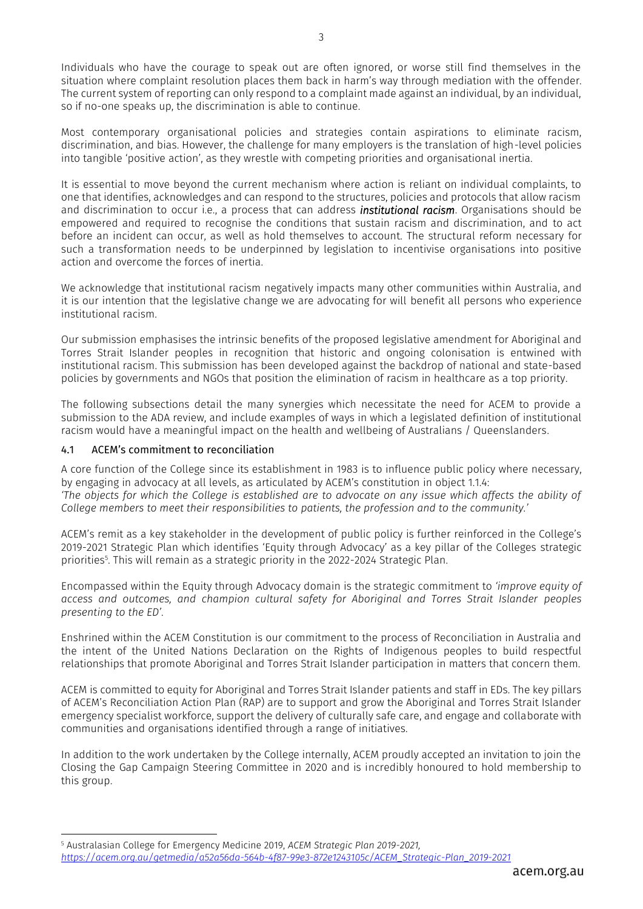Individuals who have the courage to speak out are often ignored, or worse still find themselves in the situation where complaint resolution places them back in harm's way through mediation with the offender. The current system of reporting can only respond to a complaint made against an individual, by an individual, so if no-one speaks up, the discrimination is able to continue.

Most contemporary organisational policies and strategies contain aspirations to eliminate racism, discrimination, and bias. However, the challenge for many employers is the translation of high-level policies into tangible 'positive action', as they wrestle with competing priorities and organisational inertia.

It is essential to move beyond the current mechanism where action is reliant on individual complaints, to one that identifies, acknowledges and can respond to the structures, policies and protocols that allow racism and discrimination to occur i.e., a process that can address ***institutional racism***. Organisations should be empowered and required to recognise the conditions that sustain racism and discrimination, and to act before an incident can occur, as well as hold themselves to account. The structural reform necessary for such a transformation needs to be underpinned by legislation to incentivise organisations into positive action and overcome the forces of inertia.

We acknowledge that institutional racism negatively impacts many other communities within Australia, and it is our intention that the legislative change we are advocating for will benefit all persons who experience institutional racism.

Our submission emphasises the intrinsic benefits of the proposed legislative amendment for Aboriginal and Torres Strait Islander peoples in recognition that historic and ongoing colonisation is entwined with institutional racism. This submission has been developed against the backdrop of national and state-based policies by governments and NGOs that position the elimination of racism in healthcare as a top priority.

The following subsections detail the many synergies which necessitate the need for ACEM to provide a submission to the ADA review, and include examples of ways in which a legislated definition of institutional racism would have a meaningful impact on the health and wellbeing of Australians / Queenslanders.

### 4.1 ACEM's commitment to reconciliation

A core function of the College since its establishment in 1983 is to influence public policy where necessary, by engaging in advocacy at all levels, as articulated by ACEM's constitution in object 1.1.4:
*'The objects for which the College is established are to advocate on any issue which affects the ability of College members to meet their responsibilities to patients, the profession and to the community.'*

ACEM's remit as a key stakeholder in the development of public policy is further reinforced in the College's 2019-2021 Strategic Plan which identifies 'Equity through Advocacy' as a key pillar of the Colleges strategic priorities[5]. This will remain as a strategic priority in the 2022-2024 Strategic Plan.

Encompassed within the Equity through Advocacy domain is the strategic commitment to *'improve equity of access and outcomes, and champion cultural safety for Aboriginal and Torres Strait Islander peoples presenting to the ED'*.

Enshrined within the ACEM Constitution is our commitment to the process of Reconciliation in Australia and the intent of the United Nations Declaration on the Rights of Indigenous peoples to build respectful relationships that promote Aboriginal and Torres Strait Islander participation in matters that concern them.

ACEM is committed to equity for Aboriginal and Torres Strait Islander patients and staff in EDs. The key pillars of ACEM's Reconciliation Action Plan (RAP) are to support and grow the Aboriginal and Torres Strait Islander emergency specialist workforce, support the delivery of culturally safe care, and engage and collaborate with communities and organisations identified through a range of initiatives.

In addition to the work undertaken by the College internally, ACEM proudly accepted an invitation to join the Closing the Gap Campaign Steering Committee in 2020 and is incredibly honoured to hold membership to this group.

---

[5] Australasian College for Emergency Medicine 2019, *ACEM Strategic Plan 2019-2021*, https://acem.org.au/getmedia/a52a56da-564b-4f87-99e3-872e1243105c/ACEM_Strategic-Plan_2019-2021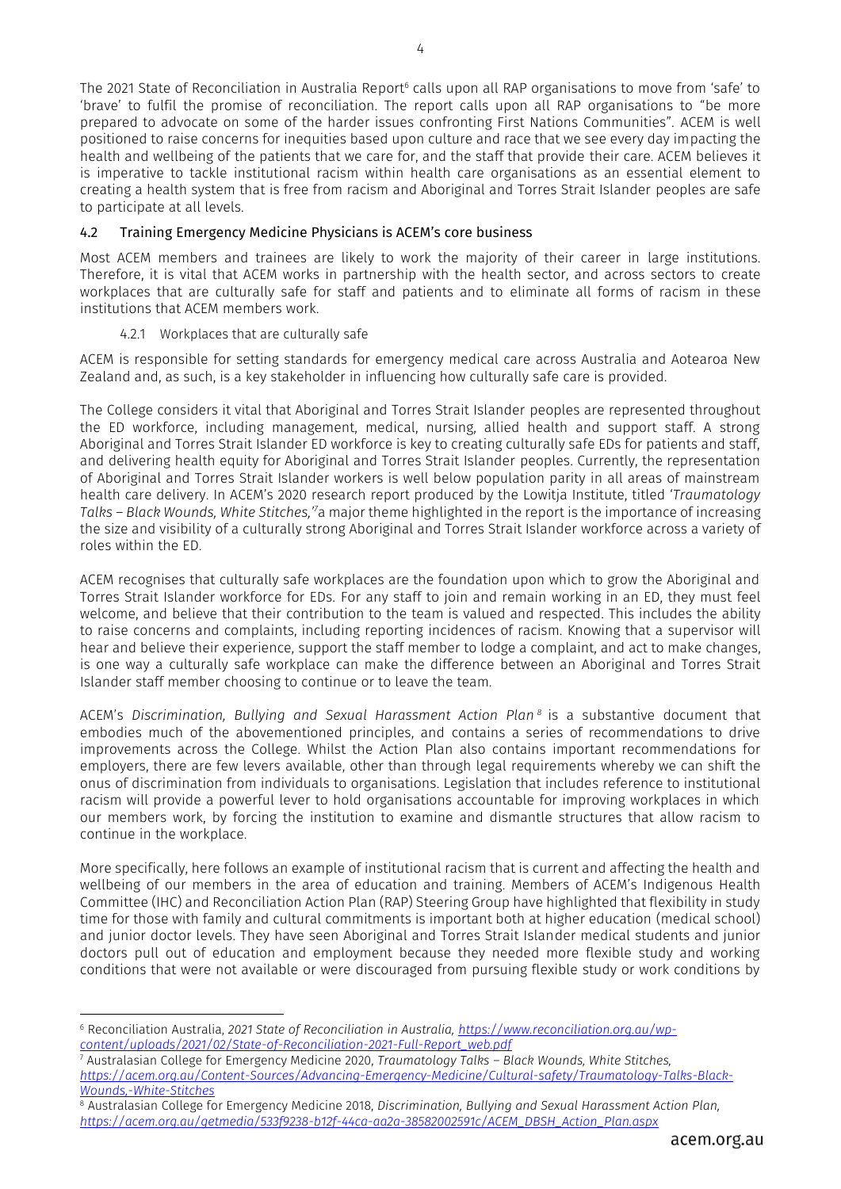The 2021 State of Reconciliation in Australia Report[6] calls upon all RAP organisations to move from 'safe' to 'brave' to fulfil the promise of reconciliation. The report calls upon all RAP organisations to "be more prepared to advocate on some of the harder issues confronting First Nations Communities". ACEM is well positioned to raise concerns for inequities based upon culture and race that we see every day impacting the health and wellbeing of the patients that we care for, and the staff that provide their care. ACEM believes it is imperative to tackle institutional racism within health care organisations as an essential element to creating a health system that is free from racism and Aboriginal and Torres Strait Islander peoples are safe to participate at all levels.

## 4.2 Training Emergency Medicine Physicians is ACEM's core business

Most ACEM members and trainees are likely to work the majority of their career in large institutions. Therefore, it is vital that ACEM works in partnership with the health sector, and across sectors to create workplaces that are culturally safe for staff and patients and to eliminate all forms of racism in these institutions that ACEM members work.

### 4.2.1 Workplaces that are culturally safe

ACEM is responsible for setting standards for emergency medical care across Australia and Aotearoa New Zealand and, as such, is a key stakeholder in influencing how culturally safe care is provided.

The College considers it vital that Aboriginal and Torres Strait Islander peoples are represented throughout the ED workforce, including management, medical, nursing, allied health and support staff. A strong Aboriginal and Torres Strait Islander ED workforce is key to creating culturally safe EDs for patients and staff, and delivering health equity for Aboriginal and Torres Strait Islander peoples. Currently, the representation of Aboriginal and Torres Strait Islander workers is well below population parity in all areas of mainstream health care delivery. In ACEM's 2020 research report produced by the Lowitja Institute, titled *'Traumatology Talks – Black Wounds, White Stitches,'*[7] a major theme highlighted in the report is the importance of increasing the size and visibility of a culturally strong Aboriginal and Torres Strait Islander workforce across a variety of roles within the ED.

ACEM recognises that culturally safe workplaces are the foundation upon which to grow the Aboriginal and Torres Strait Islander workforce for EDs. For any staff to join and remain working in an ED, they must feel welcome, and believe that their contribution to the team is valued and respected. This includes the ability to raise concerns and complaints, including reporting incidences of racism. Knowing that a supervisor will hear and believe their experience, support the staff member to lodge a complaint, and act to make changes, is one way a culturally safe workplace can make the difference between an Aboriginal and Torres Strait Islander staff member choosing to continue or to leave the team.

ACEM's *Discrimination, Bullying and Sexual Harassment Action Plan*[8] is a substantive document that embodies much of the abovementioned principles, and contains a series of recommendations to drive improvements across the College. Whilst the Action Plan also contains important recommendations for employers, there are few levers available, other than through legal requirements whereby we can shift the onus of discrimination from individuals to organisations. Legislation that includes reference to institutional racism will provide a powerful lever to hold organisations accountable for improving workplaces in which our members work, by forcing the institution to examine and dismantle structures that allow racism to continue in the workplace.

More specifically, here follows an example of institutional racism that is current and affecting the health and wellbeing of our members in the area of education and training. Members of ACEM's Indigenous Health Committee (IHC) and Reconciliation Action Plan (RAP) Steering Group have highlighted that flexibility in study time for those with family and cultural commitments is important both at higher education (medical school) and junior doctor levels. They have seen Aboriginal and Torres Strait Islander medical students and junior doctors pull out of education and employment because they needed more flexible study and working conditions that were not available or were discouraged from pursuing flexible study or work conditions by

---

[6] Reconciliation Australia, *2021 State of Reconciliation in Australia,* https://www.reconciliation.org.au/wp-content/uploads/2021/02/State-of-Reconciliation-2021-Full-Report_web.pdf

[7] Australasian College for Emergency Medicine 2020, *Traumatology Talks – Black Wounds, White Stitches,* https://acem.org.au/Content-Sources/Advancing-Emergency-Medicine/Cultural-safety/Traumatology-Talks-Black-Wounds,-White-Stitches

[8] Australasian College for Emergency Medicine 2018, *Discrimination, Bullying and Sexual Harassment Action Plan,* https://acem.org.au/getmedia/533f9238-b12f-44ca-aa2a-38582002591c/ACEM_DBSH_Action_Plan.aspx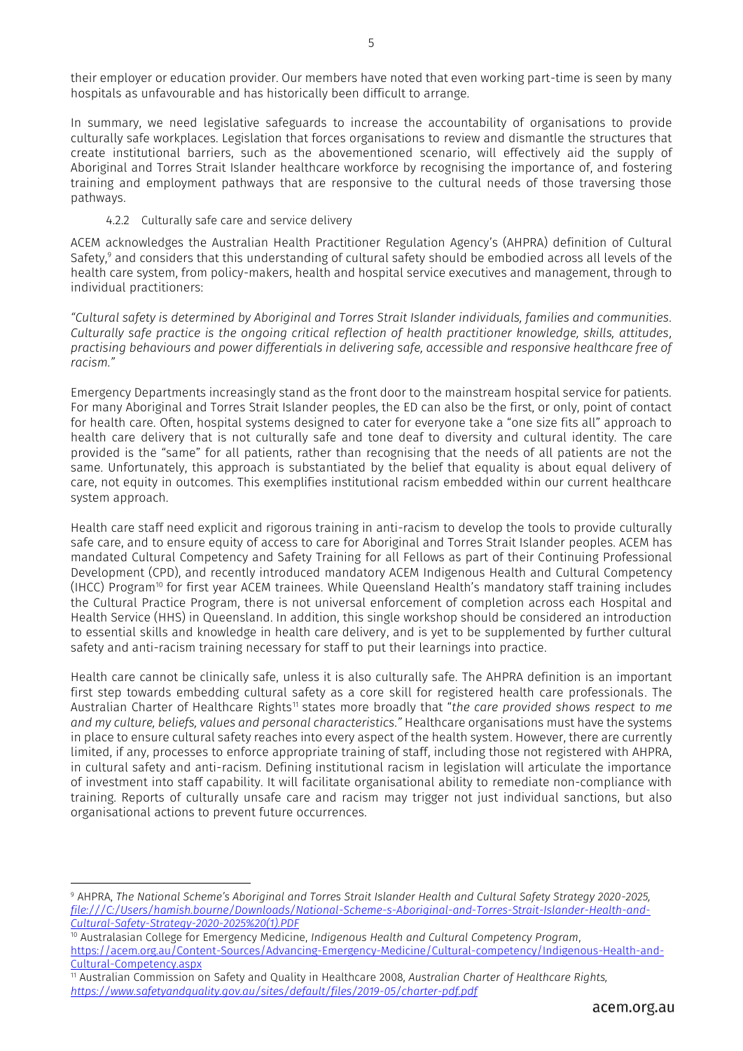their employer or education provider. Our members have noted that even working part-time is seen by many hospitals as unfavourable and has historically been difficult to arrange.

In summary, we need legislative safeguards to increase the accountability of organisations to provide culturally safe workplaces. Legislation that forces organisations to review and dismantle the structures that create institutional barriers, such as the abovementioned scenario, will effectively aid the supply of Aboriginal and Torres Strait Islander healthcare workforce by recognising the importance of, and fostering training and employment pathways that are responsive to the cultural needs of those traversing those pathways.

#### 4.2.2 Culturally safe care and service delivery

ACEM acknowledges the Australian Health Practitioner Regulation Agency's (AHPRA) definition of Cultural Safety,[9] and considers that this understanding of cultural safety should be embodied across all levels of the health care system, from policy-makers, health and hospital service executives and management, through to individual practitioners:

*"Cultural safety is determined by Aboriginal and Torres Strait Islander individuals, families and communities. Culturally safe practice is the ongoing critical reflection of health practitioner knowledge, skills, attitudes, practising behaviours and power differentials in delivering safe, accessible and responsive healthcare free of racism."*

Emergency Departments increasingly stand as the front door to the mainstream hospital service for patients. For many Aboriginal and Torres Strait Islander peoples, the ED can also be the first, or only, point of contact for health care. Often, hospital systems designed to cater for everyone take a "one size fits all" approach to health care delivery that is not culturally safe and tone deaf to diversity and cultural identity. The care provided is the "same" for all patients, rather than recognising that the needs of all patients are not the same. Unfortunately, this approach is substantiated by the belief that equality is about equal delivery of care, not equity in outcomes. This exemplifies institutional racism embedded within our current healthcare system approach.

Health care staff need explicit and rigorous training in anti-racism to develop the tools to provide culturally safe care, and to ensure equity of access to care for Aboriginal and Torres Strait Islander peoples. ACEM has mandated Cultural Competency and Safety Training for all Fellows as part of their Continuing Professional Development (CPD), and recently introduced mandatory ACEM Indigenous Health and Cultural Competency (IHCC) Program[10] for first year ACEM trainees. While Queensland Health's mandatory staff training includes the Cultural Practice Program, there is not universal enforcement of completion across each Hospital and Health Service (HHS) in Queensland. In addition, this single workshop should be considered an introduction to essential skills and knowledge in health care delivery, and is yet to be supplemented by further cultural safety and anti-racism training necessary for staff to put their learnings into practice.

Health care cannot be clinically safe, unless it is also culturally safe. The AHPRA definition is an important first step towards embedding cultural safety as a core skill for registered health care professionals. The Australian Charter of Healthcare Rights[11] states more broadly that "*the care provided shows respect to me and my culture, beliefs, values and personal characteristics.*" Healthcare organisations must have the systems in place to ensure cultural safety reaches into every aspect of the health system. However, there are currently limited, if any, processes to enforce appropriate training of staff, including those not registered with AHPRA, in cultural safety and anti-racism. Defining institutional racism in legislation will articulate the importance of investment into staff capability. It will facilitate organisational ability to remediate non-compliance with training. Reports of culturally unsafe care and racism may trigger not just individual sanctions, but also organisational actions to prevent future occurrences.

---

[9] AHPRA, *The National Scheme's Aboriginal and Torres Strait Islander Health and Cultural Safety Strategy 2020-2025,* *file:///C:/Users/hamish.bourne/Downloads/National-Scheme-s-Aboriginal-and-Torres-Strait-Islander-Health-and-Cultural-Safety-Strategy-2020-2025%20(1).PDF*

[10] Australasian College for Emergency Medicine, *Indigenous Health and Cultural Competency Program*, https://acem.org.au/Content-Sources/Advancing-Emergency-Medicine/Cultural-competency/Indigenous-Health-and-Cultural-Competency.aspx

[11] Australian Commission on Safety and Quality in Healthcare 2008, *Australian Charter of Healthcare Rights,* *https://www.safetyandquality.gov.au/sites/default/files/2019-05/charter-pdf.pdf*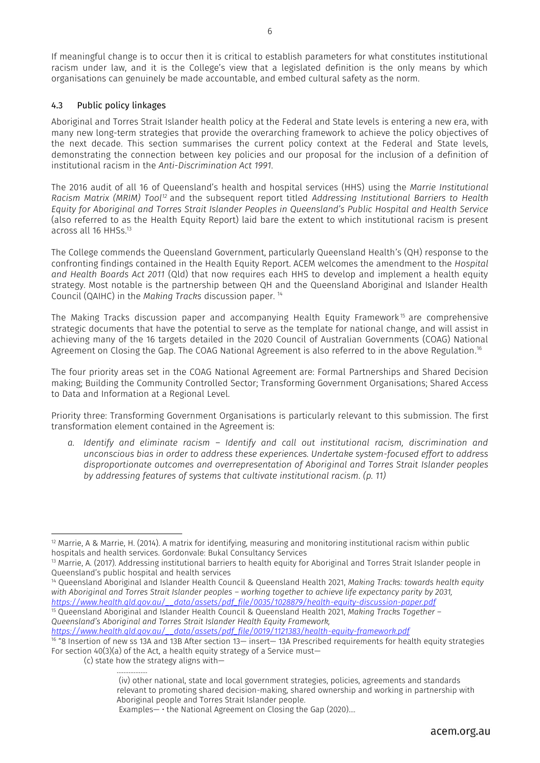If meaningful change is to occur then it is critical to establish parameters for what constitutes institutional racism under law, and it is the College's view that a legislated definition is the only means by which organisations can genuinely be made accountable, and embed cultural safety as the norm.

### 4.3 Public policy linkages

Aboriginal and Torres Strait Islander health policy at the Federal and State levels is entering a new era, with many new long-term strategies that provide the overarching framework to achieve the policy objectives of the next decade. This section summarises the current policy context at the Federal and State levels, demonstrating the connection between key policies and our proposal for the inclusion of a definition of institutional racism in the *Anti-Discrimination Act 1991*.

The 2016 audit of all 16 of Queensland's health and hospital services (HHS) using the *Marrie Institutional Racism Matrix (MRIM) Tool*[12] and the subsequent report titled *Addressing Institutional Barriers to Health Equity for Aboriginal and Torres Strait Islander Peoples in Queensland's Public Hospital and Health Service* (also referred to as the Health Equity Report) laid bare the extent to which institutional racism is present across all 16 HHSs.[13]

The College commends the Queensland Government, particularly Queensland Health's (QH) response to the confronting findings contained in the Health Equity Report. ACEM welcomes the amendment to the *Hospital and Health Boards Act 2011* (Qld) that now requires each HHS to develop and implement a health equity strategy. Most notable is the partnership between QH and the Queensland Aboriginal and Islander Health Council (QAIHC) in the *Making Tracks* discussion paper. [14]

The Making Tracks discussion paper and accompanying Health Equity Framework[15] are comprehensive strategic documents that have the potential to serve as the template for national change, and will assist in achieving many of the 16 targets detailed in the 2020 Council of Australian Governments (COAG) National Agreement on Closing the Gap. The COAG National Agreement is also referred to in the above Regulation.[16]

The four priority areas set in the COAG National Agreement are: Formal Partnerships and Shared Decision making; Building the Community Controlled Sector; Transforming Government Organisations; Shared Access to Data and Information at a Regional Level.

Priority three: Transforming Government Organisations is particularly relevant to this submission. The first transformation element contained in the Agreement is:

a. *Identify and eliminate racism – Identify and call out institutional racism, discrimination and unconscious bias in order to address these experiences. Undertake system-focused effort to address disproportionate outcomes and overrepresentation of Aboriginal and Torres Strait Islander peoples by addressing features of systems that cultivate institutional racism. (p. 11)*

---

[12] Marrie, A & Marrie, H. (2014). A matrix for identifying, measuring and monitoring institutional racism within public hospitals and health services. Gordonvale: Bukal Consultancy Services

[13] Marrie, A. (2017). Addressing institutional barriers to health equity for Aboriginal and Torres Strait Islander people in Queensland's public hospital and health services

[14] Queensland Aboriginal and Islander Health Council & Queensland Health 2021, *Making Tracks: towards health equity with Aboriginal and Torres Strait Islander peoples – working together to achieve life expectancy parity by 2031*, *https://www.health.qld.gov.au/__data/assets/pdf_file/0035/1028879/health-equity-discussion-paper.pdf*

[15] Queensland Aboriginal and Islander Health Council & Queensland Health 2021, *Making Tracks Together – Queensland's Aboriginal and Torres Strait Islander Health Equity Framework*, *https://www.health.qld.gov.au/__data/assets/pdf_file/0019/1121383/health-equity-framework.pdf*

[16] "8 Insertion of new ss 13A and 13B After section 13— insert— 13A Prescribed requirements for health equity strategies For section 40(3)(a) of the Act, a health equity strategy of a Service must—

(c) state how the strategy aligns with—

..................

(iv) other national, state and local government strategies, policies, agreements and standards relevant to promoting shared decision-making, shared ownership and working in partnership with Aboriginal people and Torres Strait Islander people.

Examples— • the National Agreement on Closing the Gap (2020)....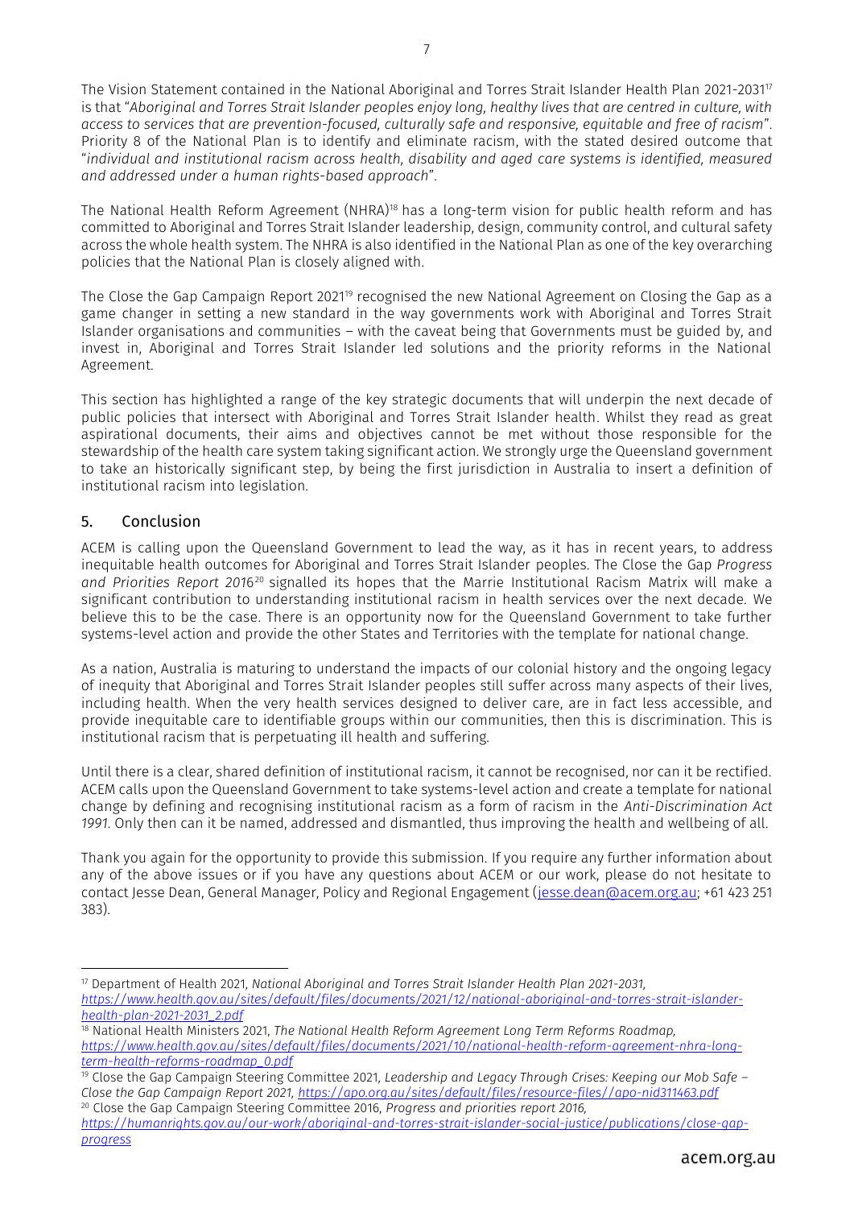The Vision Statement contained in the National Aboriginal and Torres Strait Islander Health Plan 2021-2031[17] is that "*Aboriginal and Torres Strait Islander peoples enjoy long, healthy lives that are centred in culture, with access to services that are prevention-focused, culturally safe and responsive, equitable and free of racism*". Priority 8 of the National Plan is to identify and eliminate racism, with the stated desired outcome that "*individual and institutional racism across health, disability and aged care systems is identified, measured and addressed under a human rights-based approach*".

The National Health Reform Agreement (NHRA)[18] has a long-term vision for public health reform and has committed to Aboriginal and Torres Strait Islander leadership, design, community control, and cultural safety across the whole health system. The NHRA is also identified in the National Plan as one of the key overarching policies that the National Plan is closely aligned with.

The Close the Gap Campaign Report 2021[19] recognised the new National Agreement on Closing the Gap as a game changer in setting a new standard in the way governments work with Aboriginal and Torres Strait Islander organisations and communities – with the caveat being that Governments must be guided by, and invest in, Aboriginal and Torres Strait Islander led solutions and the priority reforms in the National Agreement.

This section has highlighted a range of the key strategic documents that will underpin the next decade of public policies that intersect with Aboriginal and Torres Strait Islander health. Whilst they read as great aspirational documents, their aims and objectives cannot be met without those responsible for the stewardship of the health care system taking significant action. We strongly urge the Queensland government to take an historically significant step, by being the first jurisdiction in Australia to insert a definition of institutional racism into legislation.

## 5. Conclusion

ACEM is calling upon the Queensland Government to lead the way, as it has in recent years, to address inequitable health outcomes for Aboriginal and Torres Strait Islander peoples. The Close the Gap *Progress and Priorities Report 2016*[20] signalled its hopes that the Marrie Institutional Racism Matrix will make a significant contribution to understanding institutional racism in health services over the next decade. We believe this to be the case. There is an opportunity now for the Queensland Government to take further systems-level action and provide the other States and Territories with the template for national change.

As a nation, Australia is maturing to understand the impacts of our colonial history and the ongoing legacy of inequity that Aboriginal and Torres Strait Islander peoples still suffer across many aspects of their lives, including health. When the very health services designed to deliver care, are in fact less accessible, and provide inequitable care to identifiable groups within our communities, then this is discrimination. This is institutional racism that is perpetuating ill health and suffering.

Until there is a clear, shared definition of institutional racism, it cannot be recognised, nor can it be rectified. ACEM calls upon the Queensland Government to take systems-level action and create a template for national change by defining and recognising institutional racism as a form of racism in the *Anti-Discrimination Act 1991*. Only then can it be named, addressed and dismantled, thus improving the health and wellbeing of all.

Thank you again for the opportunity to provide this submission. If you require any further information about any of the above issues or if you have any questions about ACEM or our work, please do not hesitate to contact Jesse Dean, General Manager, Policy and Regional Engagement (jesse.dean@acem.org.au; +61 423 251 383).

---

[17] Department of Health 2021, *National Aboriginal and Torres Strait Islander Health Plan 2021-2031*, *https://www.health.gov.au/sites/default/files/documents/2021/12/national-aboriginal-and-torres-strait-islander-health-plan-2021-2031_2.pdf*

[18] National Health Ministers 2021, *The National Health Reform Agreement Long Term Reforms Roadmap*, *https://www.health.gov.au/sites/default/files/documents/2021/10/national-health-reform-agreement-nhra-long-term-health-reforms-roadmap_0.pdf*

[19] Close the Gap Campaign Steering Committee 2021, *Leadership and Legacy Through Crises: Keeping our Mob Safe – Close the Gap Campaign Report 2021*, *https://apo.org.au/sites/default/files/resource-files//apo-nid311463.pdf*

[20] Close the Gap Campaign Steering Committee 2016, *Progress and priorities report 2016*, *https://humanrights.gov.au/our-work/aboriginal-and-torres-strait-islander-social-justice/publications/close-gap-progress*